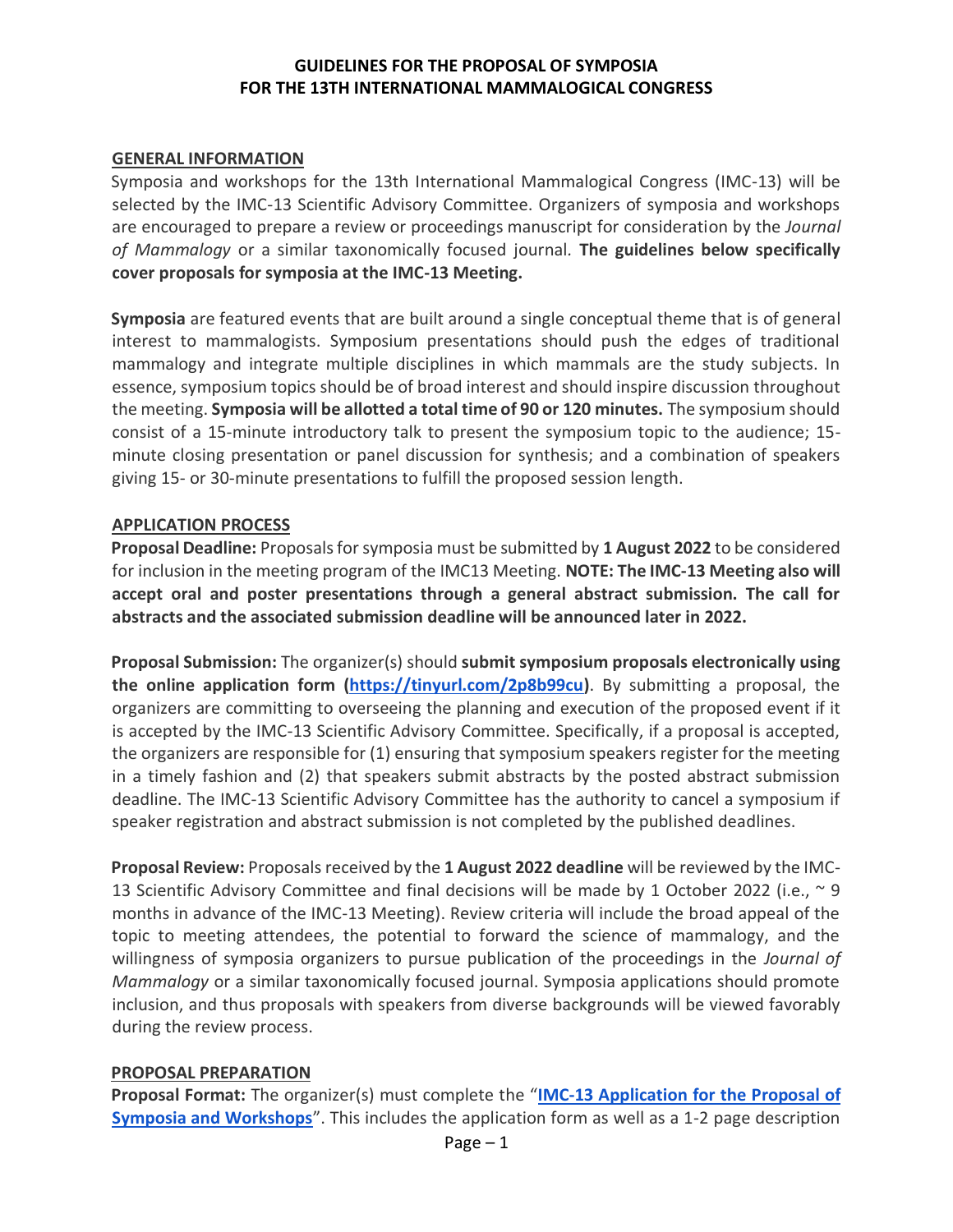# GUIDELINES FOR THE PROPOSAL OF SYMPOSIA FOR THE 13TH INTERNATIONAL MAMMALOGICAL CONGRESS

## GENERAL INFORMATION

Symposia and workshops for the 13th International Mammalogical Congress (IMC-13) will be selected by the IMC-13 Scientific Advisory Committee. Organizers of symposia and workshops are encouraged to prepare a review or proceedings manuscript for consideration by the *Journal of Mammalogy* or a similar taxonomically focused journal. **The guidelines below specifically cover proposals for symposia at the IMC-13 Meeting.**

**Symposia** are featured events that are built around a single conceptual theme that is of general interest to mammalogists. Symposium presentations should push the edges of traditional mammalogy and integrate multiple disciplines in which mammals are the study subjects. In essence, symposium topics should be of broad interest and should inspire discussion throughout the meeting. **Symposia will be allotted a total time of 90 or 120 minutes.** The symposium should consist of a 15-minute introductory talk to present the symposium topic to the audience; 15-minute closing presentation or panel discussion for synthesis; and a combination of speakers giving 15- or 30-minute presentations to fulfill the proposed session length.

## APPLICATION PROCESS

**Proposal Deadline:** Proposals for symposia must be submitted by **1 August 2022** to be considered for inclusion in the meeting program of the IMC13 Meeting. **NOTE: The IMC-13 Meeting also will accept oral and poster presentations through a general abstract submission. The call for abstracts and the associated submission deadline will be announced later in 2022.**

**Proposal Submission:** The organizer(s) should **submit symposium proposals electronically using the online application form ([https://tinyurl.com/2p8b99cu](https://tinyurl.com/2p8b99cu))**. By submitting a proposal, the organizers are committing to overseeing the planning and execution of the proposed event if it is accepted by the IMC-13 Scientific Advisory Committee. Specifically, if a proposal is accepted, the organizers are responsible for (1) ensuring that symposium speakers register for the meeting in a timely fashion and (2) that speakers submit abstracts by the posted abstract submission deadline. The IMC-13 Scientific Advisory Committee has the authority to cancel a symposium if speaker registration and abstract submission is not completed by the published deadlines.

**Proposal Review:** Proposals received by the **1 August 2022 deadline** will be reviewed by the IMC-13 Scientific Advisory Committee and final decisions will be made by 1 October 2022 (i.e., ~ 9 months in advance of the IMC-13 Meeting). Review criteria will include the broad appeal of the topic to meeting attendees, the potential to forward the science of mammalogy, and the willingness of symposia organizers to pursue publication of the proceedings in the *Journal of Mammalogy* or a similar taxonomically focused journal. Symposia applications should promote inclusion, and thus proposals with speakers from diverse backgrounds will be viewed favorably during the review process.

## PROPOSAL PREPARATION

**Proposal Format:** The organizer(s) must complete the "**IMC-13 Application for the Proposal of Symposia and Workshops**". This includes the application form as well as a 1-2 page description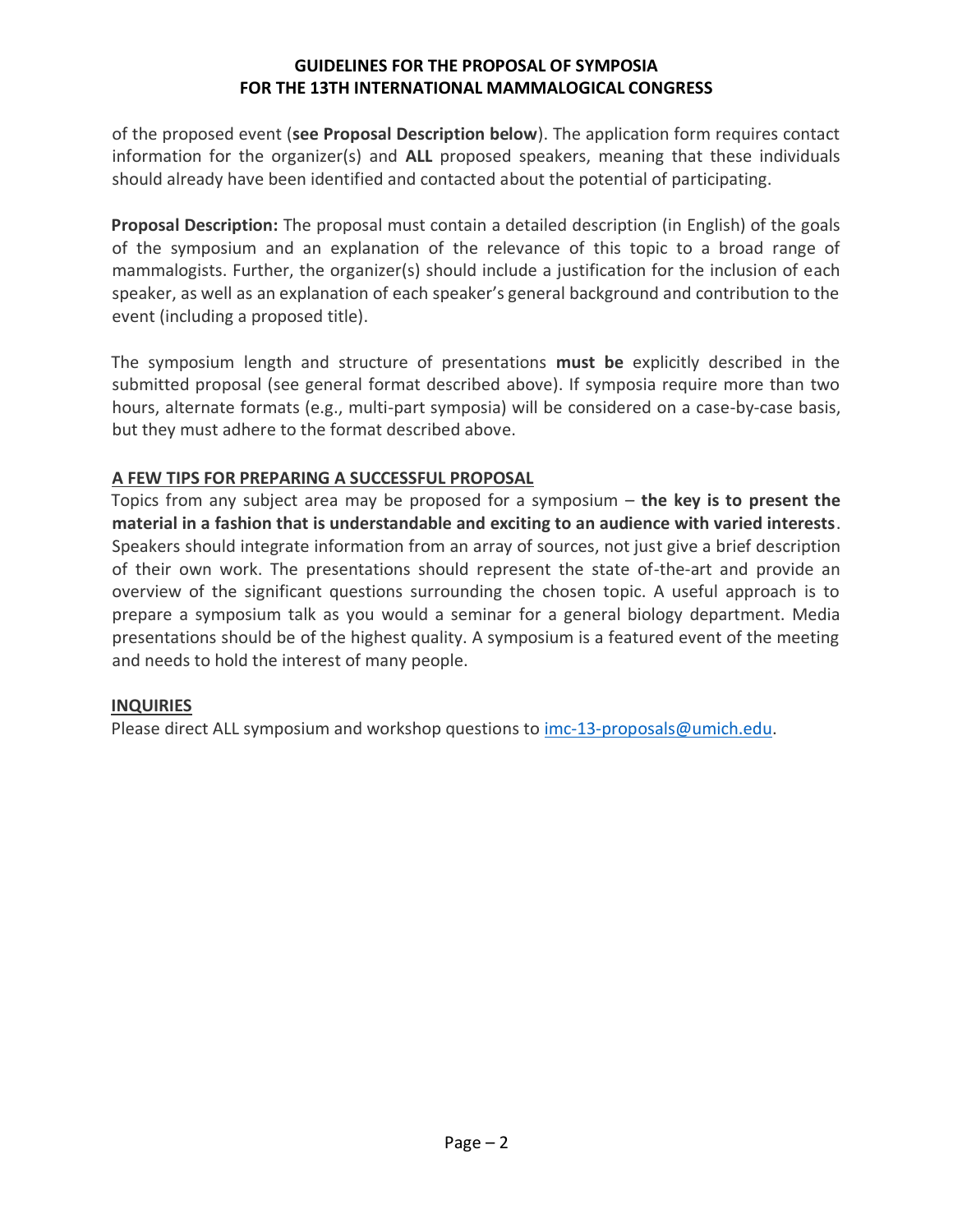of the proposed event (**see Proposal Description below**). The application form requires contact information for the organizer(s) and **ALL** proposed speakers, meaning that these individuals should already have been identified and contacted about the potential of participating.

**Proposal Description:** The proposal must contain a detailed description (in English) of the goals of the symposium and an explanation of the relevance of this topic to a broad range of mammalogists. Further, the organizer(s) should include a justification for the inclusion of each speaker, as well as an explanation of each speaker's general background and contribution to the event (including a proposed title).

The symposium length and structure of presentations **must be** explicitly described in the submitted proposal (see general format described above). If symposia require more than two hours, alternate formats (e.g., multi-part symposia) will be considered on a case-by-case basis, but they must adhere to the format described above.

## A FEW TIPS FOR PREPARING A SUCCESSFUL PROPOSAL

Topics from any subject area may be proposed for a symposium – **the key is to present the material in a fashion that is understandable and exciting to an audience with varied interests**. Speakers should integrate information from an array of sources, not just give a brief description of their own work. The presentations should represent the state of-the-art and provide an overview of the significant questions surrounding the chosen topic. A useful approach is to prepare a symposium talk as you would a seminar for a general biology department. Media presentations should be of the highest quality. A symposium is a featured event of the meeting and needs to hold the interest of many people.

## INQUIRIES

Please direct ALL symposium and workshop questions to imc-13-proposals@umich.edu.